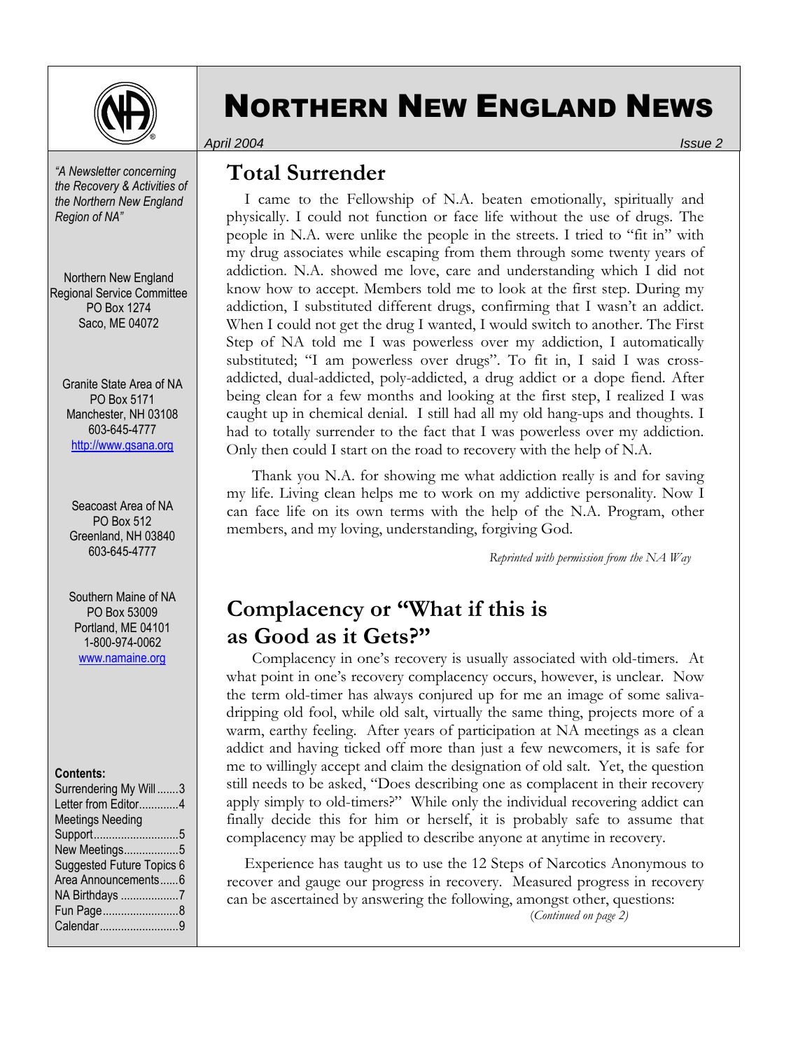# NORTHERN NEW ENGLAND NEWS

*April 2004* | *Issue 2*

*"A Newsletter concerning the Recovery & Activities of the Northern New England Region of NA"*

Northern New England Regional Service Committee
PO Box 1274
Saco, ME 04072

Granite State Area of NA
PO Box 5171
Manchester, NH 03108
603-645-4777
http://www.gsana.org

Seacoast Area of NA
PO Box 512
Greenland, NH 03840
603-645-4777

Southern Maine of NA
PO Box 53009
Portland, ME 04101
1-800-974-0062
www.namaine.org

**Contents:**

- Surrendering My Will........3
- Letter from Editor.............4
- Meetings Needing Support............................5
- New Meetings..................5
- Suggested Future Topics 6
- Area Announcements......6
- NA Birthdays ...................7
- Fun Page.........................8
- Calendar..........................9

## Total Surrender

I came to the Fellowship of N.A. beaten emotionally, spiritually and physically. I could not function or face life without the use of drugs. The people in N.A. were unlike the people in the streets. I tried to "fit in" with my drug associates while escaping from them through some twenty years of addiction. N.A. showed me love, care and understanding which I did not know how to accept. Members told me to look at the first step. During my addiction, I substituted different drugs, confirming that I wasn't an addict. When I could not get the drug I wanted, I would switch to another. The First Step of NA told me I was powerless over my addiction, I automatically substituted; "I am powerless over drugs". To fit in, I said I was cross-addicted, dual-addicted, poly-addicted, a drug addict or a dope fiend. After being clean for a few months and looking at the first step, I realized I was caught up in chemical denial. I still had all my old hang-ups and thoughts. I had to totally surrender to the fact that I was powerless over my addiction. Only then could I start on the road to recovery with the help of N.A.

Thank you N.A. for showing me what addiction really is and for saving my life. Living clean helps me to work on my addictive personality. Now I can face life on its own terms with the help of the N.A. Program, other members, and my loving, understanding, forgiving God.

*Reprinted with permission from the NA Way*

## Complacency or "What if this is as Good as it Gets?"

Complacency in one's recovery is usually associated with old-timers. At what point in one's recovery complacency occurs, however, is unclear. Now the term old-timer has always conjured up for me an image of some saliva-dripping old fool, while old salt, virtually the same thing, projects more of a warm, earthy feeling. After years of participation at NA meetings as a clean addict and having ticked off more than just a few newcomers, it is safe for me to willingly accept and claim the designation of old salt. Yet, the question still needs to be asked, "Does describing one as complacent in their recovery apply simply to old-timers?" While only the individual recovering addict can finally decide this for him or herself, it is probably safe to assume that complacency may be applied to describe anyone at anytime in recovery.

Experience has taught us to use the 12 Steps of Narcotics Anonymous to recover and gauge our progress in recovery. Measured progress in recovery can be ascertained by answering the following, amongst other, questions:

*(Continued on page 2)*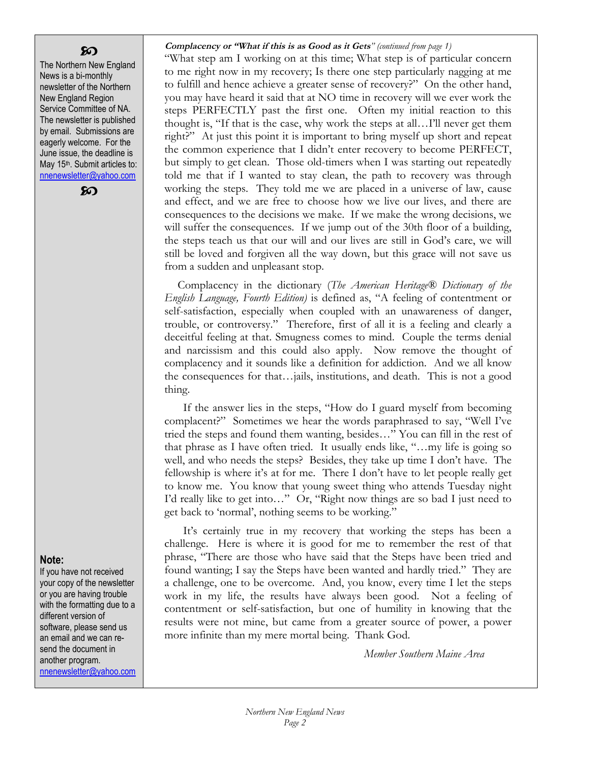The Northern New England News is a bi-monthly newsletter of the Northern New England Region Service Committee of NA. The newsletter is published by email. Submissions are eagerly welcome. For the June issue, the deadline is May 15th. Submit articles to: nnenewsletter@yahoo.com

**Note:**
If you have not received your copy of the newsletter or you are having trouble with the formatting due to a different version of software, please send us an email and we can re-send the document in another program. nnenewsletter@yahoo.com

***Complacency or "What if this is as Good as it Gets"*** *(continued from page 1)*

"What step am I working on at this time; What step is of particular concern to me right now in my recovery; Is there one step particularly nagging at me to fulfill and hence achieve a greater sense of recovery?" On the other hand, you may have heard it said that at NO time in recovery will we ever work the steps PERFECTLY past the first one. Often my initial reaction to this thought is, "If that is the case, why work the steps at all…I'll never get them right?" At just this point it is important to bring myself up short and repeat the common experience that I didn't enter recovery to become PERFECT, but simply to get clean. Those old-timers when I was starting out repeatedly told me that if I wanted to stay clean, the path to recovery was through working the steps. They told me we are placed in a universe of law, cause and effect, and we are free to choose how we live our lives, and there are consequences to the decisions we make. If we make the wrong decisions, we will suffer the consequences. If we jump out of the 30th floor of a building, the steps teach us that our will and our lives are still in God's care, we will still be loved and forgiven all the way down, but this grace will not save us from a sudden and unpleasant stop.

Complacency in the dictionary (*The American Heritage® Dictionary of the English Language, Fourth Edition)* is defined as, "A feeling of contentment or self-satisfaction, especially when coupled with an unawareness of danger, trouble, or controversy." Therefore, first of all it is a feeling and clearly a deceitful feeling at that. Smugness comes to mind. Couple the terms denial and narcissism and this could also apply. Now remove the thought of complacency and it sounds like a definition for addiction. And we all know the consequences for that…jails, institutions, and death. This is not a good thing.

If the answer lies in the steps, "How do I guard myself from becoming complacent?" Sometimes we hear the words paraphrased to say, "Well I've tried the steps and found them wanting, besides…" You can fill in the rest of that phrase as I have often tried. It usually ends like, "…my life is going so well, and who needs the steps? Besides, they take up time I don't have. The fellowship is where it's at for me. There I don't have to let people really get to know me. You know that young sweet thing who attends Tuesday night I'd really like to get into…" Or, "Right now things are so bad I just need to get back to 'normal', nothing seems to be working."

It's certainly true in my recovery that working the steps has been a challenge. Here is where it is good for me to remember the rest of that phrase, "There are those who have said that the Steps have been tried and found wanting; I say the Steps have been wanted and hardly tried." They are a challenge, one to be overcome. And, you know, every time I let the steps work in my life, the results have always been good. Not a feeling of contentment or self-satisfaction, but one of humility in knowing that the results were not mine, but came from a greater source of power, a power more infinite than my mere mortal being. Thank God.

*Member Southern Maine Area*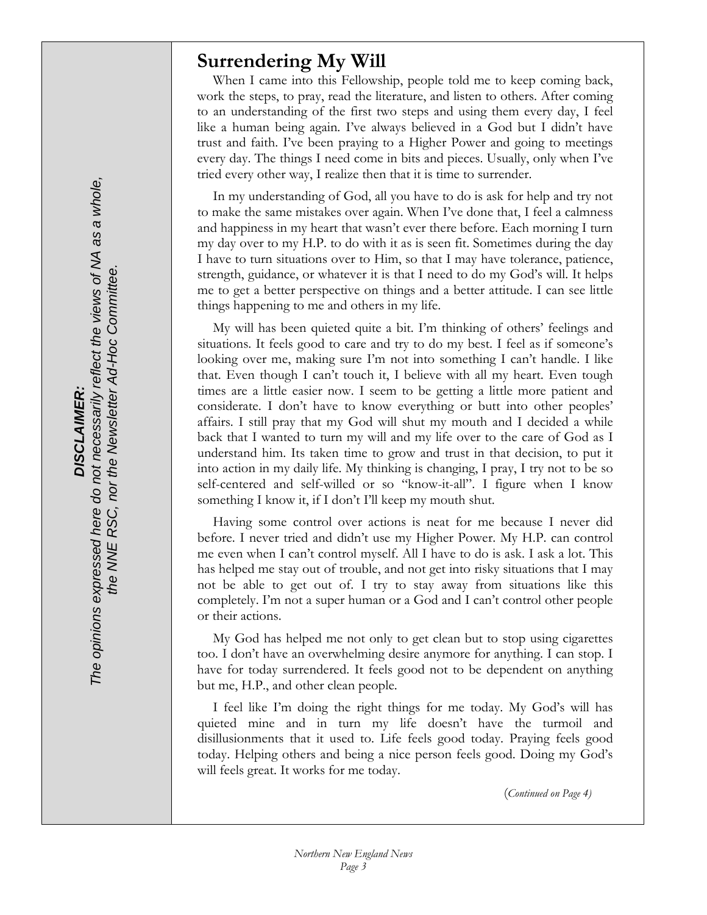*The opinions expressed here do not necessarily reflect the views of NA as a whole, the NNE RSC, nor the Newsletter Ad-Hoc Committee.*

**DISCLAIMER:**

## Surrendering My Will

When I came into this Fellowship, people told me to keep coming back, work the steps, to pray, read the literature, and listen to others. After coming to an understanding of the first two steps and using them every day, I feel like a human being again. I've always believed in a God but I didn't have trust and faith. I've been praying to a Higher Power and going to meetings every day. The things I need come in bits and pieces. Usually, only when I've tried every other way, I realize then that it is time to surrender.

In my understanding of God, all you have to do is ask for help and try not to make the same mistakes over again. When I've done that, I feel a calmness and happiness in my heart that wasn't ever there before. Each morning I turn my day over to my H.P. to do with it as is seen fit. Sometimes during the day I have to turn situations over to Him, so that I may have tolerance, patience, strength, guidance, or whatever it is that I need to do my God's will. It helps me to get a better perspective on things and a better attitude. I can see little things happening to me and others in my life.

My will has been quieted quite a bit. I'm thinking of others' feelings and situations. It feels good to care and try to do my best. I feel as if someone's looking over me, making sure I'm not into something I can't handle. I like that. Even though I can't touch it, I believe with all my heart. Even tough times are a little easier now. I seem to be getting a little more patient and considerate. I don't have to know everything or butt into other peoples' affairs. I still pray that my God will shut my mouth and I decided a while back that I wanted to turn my will and my life over to the care of God as I understand him. Its taken time to grow and trust in that decision, to put it into action in my daily life. My thinking is changing, I pray, I try not to be so self-centered and self-willed or so "know-it-all". I figure when I know something I know it, if I don't I'll keep my mouth shut.

Having some control over actions is neat for me because I never did before. I never tried and didn't use my Higher Power. My H.P. can control me even when I can't control myself. All I have to do is ask. I ask a lot. This has helped me stay out of trouble, and not get into risky situations that I may not be able to get out of. I try to stay away from situations like this completely. I'm not a super human or a God and I can't control other people or their actions.

My God has helped me not only to get clean but to stop using cigarettes too. I don't have an overwhelming desire anymore for anything. I can stop. I have for today surrendered. It feels good not to be dependent on anything but me, H.P., and other clean people.

I feel like I'm doing the right things for me today. My God's will has quieted mine and in turn my life doesn't have the turmoil and disillusionments that it used to. Life feels good today. Praying feels good today. Helping others and being a nice person feels good. Doing my God's will feels great. It works for me today.

(*Continued on Page 4)*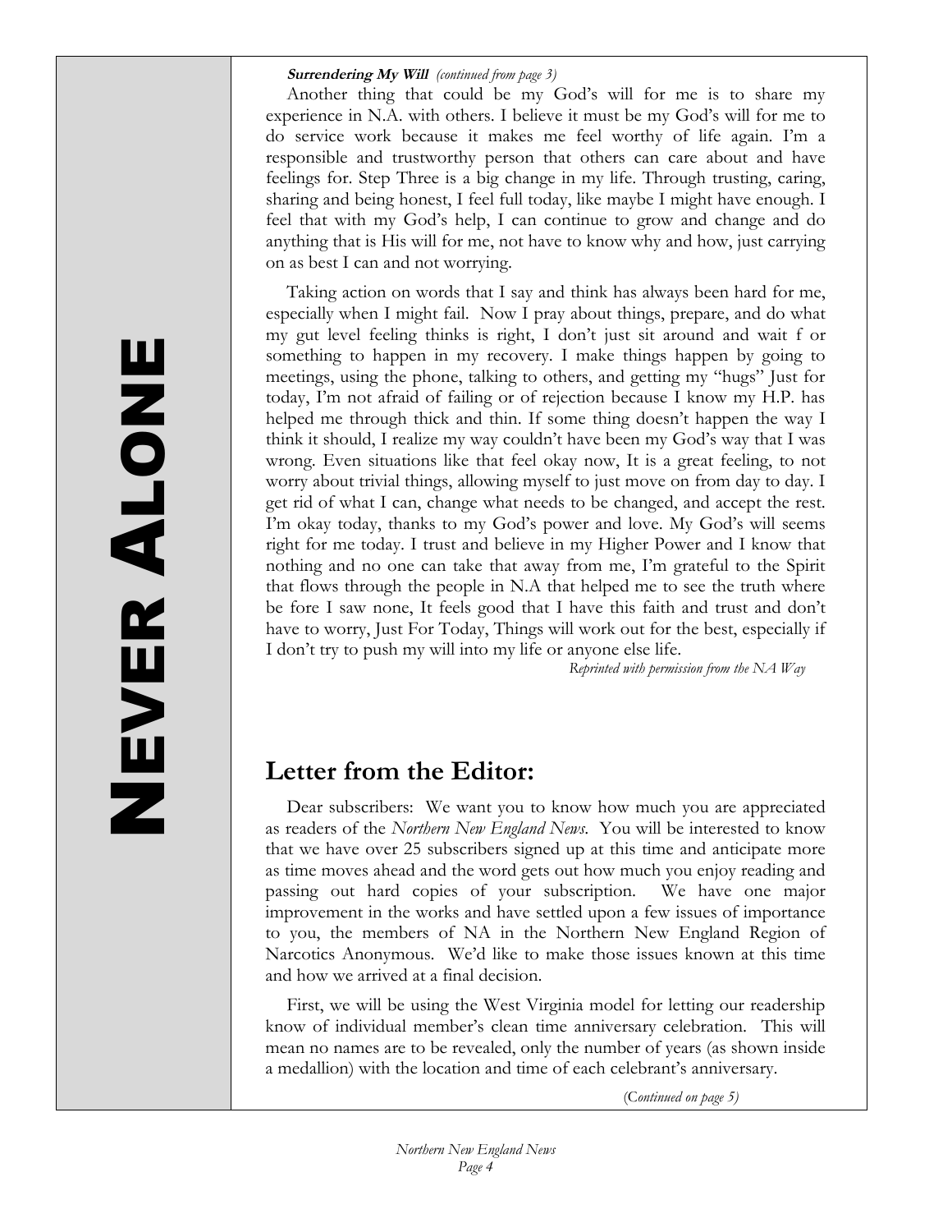**Surrendering My Will** *(continued from page 3)*

Another thing that could be my God's will for me is to share my experience in N.A. with others. I believe it must be my God's will for me to do service work because it makes me feel worthy of life again. I'm a responsible and trustworthy person that others can care about and have feelings for. Step Three is a big change in my life. Through trusting, caring, sharing and being honest, I feel full today, like maybe I might have enough. I feel that with my God's help, I can continue to grow and change and do anything that is His will for me, not have to know why and how, just carrying on as best I can and not worrying.

Taking action on words that I say and think has always been hard for me, especially when I might fail. Now I pray about things, prepare, and do what my gut level feeling thinks is right, I don't just sit around and wait f or something to happen in my recovery. I make things happen by going to meetings, using the phone, talking to others, and getting my "hugs" Just for today, I'm not afraid of failing or of rejection because I know my H.P. has helped me through thick and thin. If some thing doesn't happen the way I think it should, I realize my way couldn't have been my God's way that I was wrong. Even situations like that feel okay now, It is a great feeling, to not worry about trivial things, allowing myself to just move on from day to day. I get rid of what I can, change what needs to be changed, and accept the rest. I'm okay today, thanks to my God's power and love. My God's will seems right for me today. I trust and believe in my Higher Power and I know that nothing and no one can take that away from me, I'm grateful to the Spirit that flows through the people in N.A that helped me to see the truth where be fore I saw none, It feels good that I have this faith and trust and don't have to worry, Just For Today, Things will work out for the best, especially if I don't try to push my will into my life or anyone else life.

*Reprinted with permission from the NA Way*

NEVER ALONE

## Letter from the Editor:

Dear subscribers: We want you to know how much you are appreciated as readers of the *Northern New England News*. You will be interested to know that we have over 25 subscribers signed up at this time and anticipate more as time moves ahead and the word gets out how much you enjoy reading and passing out hard copies of your subscription. We have one major improvement in the works and have settled upon a few issues of importance to you, the members of NA in the Northern New England Region of Narcotics Anonymous. We'd like to make those issues known at this time and how we arrived at a final decision.

First, we will be using the West Virginia model for letting our readership know of individual member's clean time anniversary celebration. This will mean no names are to be revealed, only the number of years (as shown inside a medallion) with the location and time of each celebrant's anniversary.

(*Continued on page 5*)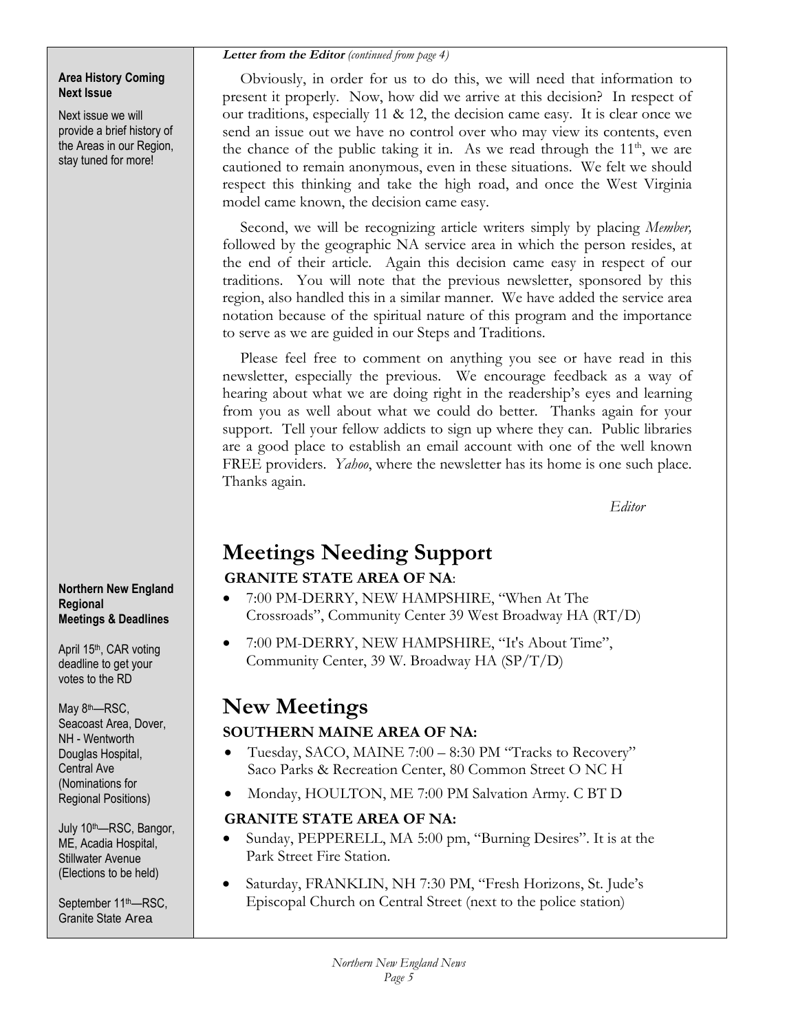***Letter from the Editor*** *(continued from page 4)*

Obviously, in order for us to do this, we will need that information to present it properly. Now, how did we arrive at this decision? In respect of our traditions, especially 11 & 12, the decision came easy. It is clear once we send an issue out we have no control over who may view its contents, even the chance of the public taking it in. As we read through the 11th, we are cautioned to remain anonymous, even in these situations. We felt we should respect this thinking and take the high road, and once the West Virginia model came known, the decision came easy.

Second, we will be recognizing article writers simply by placing *Member,* followed by the geographic NA service area in which the person resides, at the end of their article. Again this decision came easy in respect of our traditions. You will note that the previous newsletter, sponsored by this region, also handled this in a similar manner. We have added the service area notation because of the spiritual nature of this program and the importance to serve as we are guided in our Steps and Traditions.

Please feel free to comment on anything you see or have read in this newsletter, especially the previous. We encourage feedback as a way of hearing about what we are doing right in the readership's eyes and learning from you as well about what we could do better. Thanks again for your support. Tell your fellow addicts to sign up where they can. Public libraries are a good place to establish an email account with one of the well known FREE providers. *Yahoo*, where the newsletter has its home is one such place. Thanks again.

*Editor*

## Meetings Needing Support

**GRANITE STATE AREA OF NA**:

- 7:00 PM-DERRY, NEW HAMPSHIRE, "When At The Crossroads", Community Center 39 West Broadway HA (RT/D)
- 7:00 PM-DERRY, NEW HAMPSHIRE, "It's About Time", Community Center, 39 W. Broadway HA (SP/T/D)

## New Meetings

**SOUTHERN MAINE AREA OF NA:**

- Tuesday, SACO, MAINE 7:00 – 8:30 PM "Tracks to Recovery" Saco Parks & Recreation Center, 80 Common Street O NC H
- Monday, HOULTON, ME 7:00 PM Salvation Army. C BT D

**GRANITE STATE AREA OF NA:**

- Sunday, PEPPERELL, MA 5:00 pm, "Burning Desires". It is at the Park Street Fire Station.
- Saturday, FRANKLIN, NH 7:30 PM, "Fresh Horizons, St. Jude's Episcopal Church on Central Street (next to the police station)

**Area History Coming Next Issue**

Next issue we will provide a brief history of the Areas in our Region, stay tuned for more!

**Northern New England Regional Meetings & Deadlines**

April 15th, CAR voting deadline to get your votes to the RD

May 8th—RSC, Seacoast Area, Dover, NH - Wentworth Douglas Hospital, Central Ave (Nominations for Regional Positions)

July 10th—RSC, Bangor, ME, Acadia Hospital, Stillwater Avenue (Elections to be held)

September 11th—RSC, Granite State Area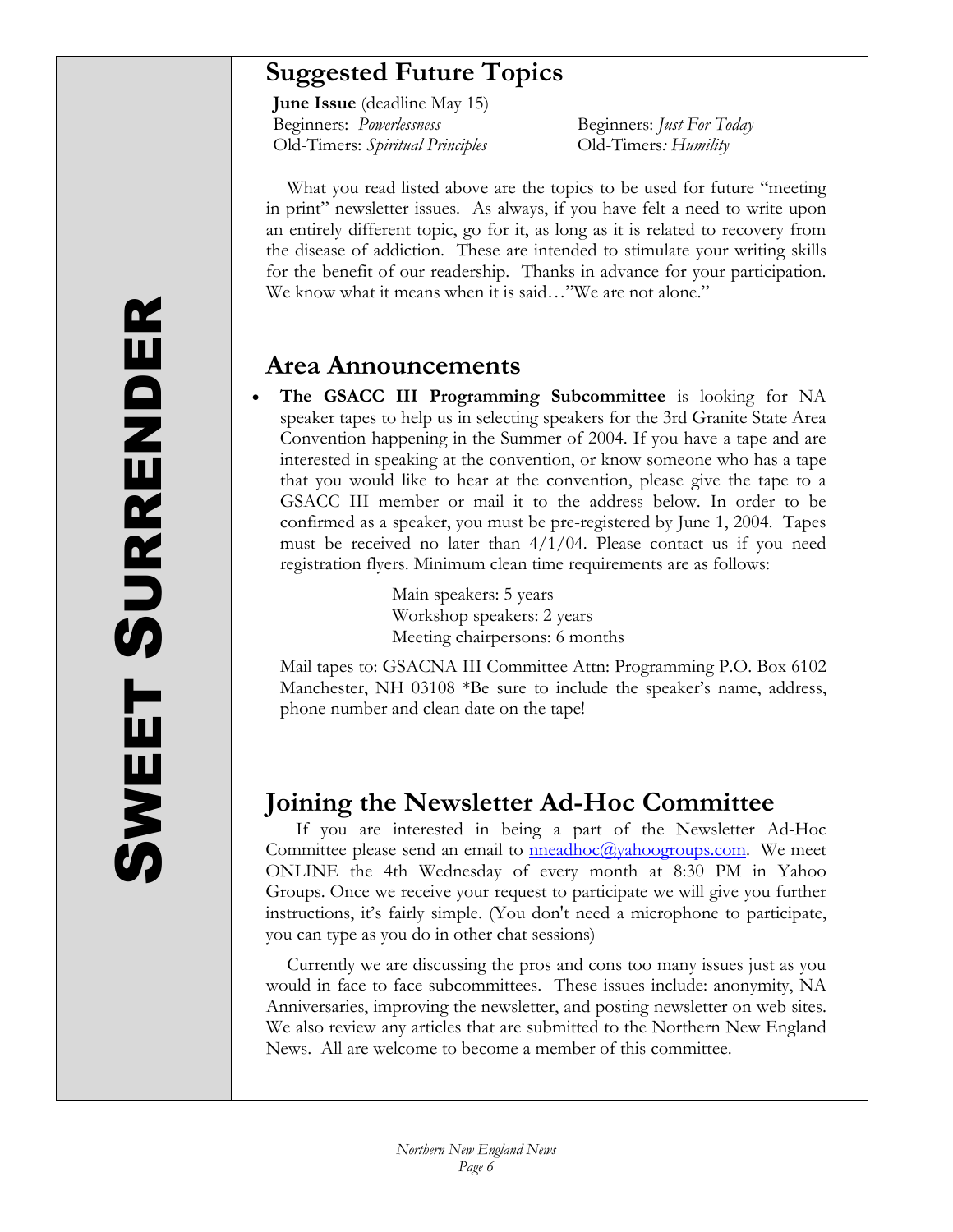## Suggested Future Topics

**June Issue** (deadline May 15)

Beginners: *Powerlessness*
Old-Timers: *Spiritual Principles*

Beginners: *Just For Today*
Old-Timers*: Humility*

What you read listed above are the topics to be used for future "meeting in print" newsletter issues. As always, if you have felt a need to write upon an entirely different topic, go for it, as long as it is related to recovery from the disease of addiction. These are intended to stimulate your writing skills for the benefit of our readership. Thanks in advance for your participation. We know what it means when it is said…"We are not alone."

## Area Announcements

- **The GSACC III Programming Subcommittee** is looking for NA speaker tapes to help us in selecting speakers for the 3rd Granite State Area Convention happening in the Summer of 2004. If you have a tape and are interested in speaking at the convention, or know someone who has a tape that you would like to hear at the convention, please give the tape to a GSACC III member or mail it to the address below. In order to be confirmed as a speaker, you must be pre-registered by June 1, 2004. Tapes must be received no later than 4/1/04. Please contact us if you need registration flyers. Minimum clean time requirements are as follows:

  Main speakers: 5 years
  Workshop speakers: 2 years
  Meeting chairpersons: 6 months

  Mail tapes to: GSACNA III Committee Attn: Programming P.O. Box 6102 Manchester, NH 03108 *Be sure to include the speaker's name, address, phone number and clean date on the tape!

## Joining the Newsletter Ad-Hoc Committee

If you are interested in being a part of the Newsletter Ad-Hoc Committee please send an email to nneadhoc@yahoogroups.com. We meet ONLINE the 4th Wednesday of every month at 8:30 PM in Yahoo Groups. Once we receive your request to participate we will give you further instructions, it's fairly simple. (You don't need a microphone to participate, you can type as you do in other chat sessions)

Currently we are discussing the pros and cons too many issues just as you would in face to face subcommittees. These issues include: anonymity, NA Anniversaries, improving the newsletter, and posting newsletter on web sites. We also review any articles that are submitted to the Northern New England News. All are welcome to become a member of this committee.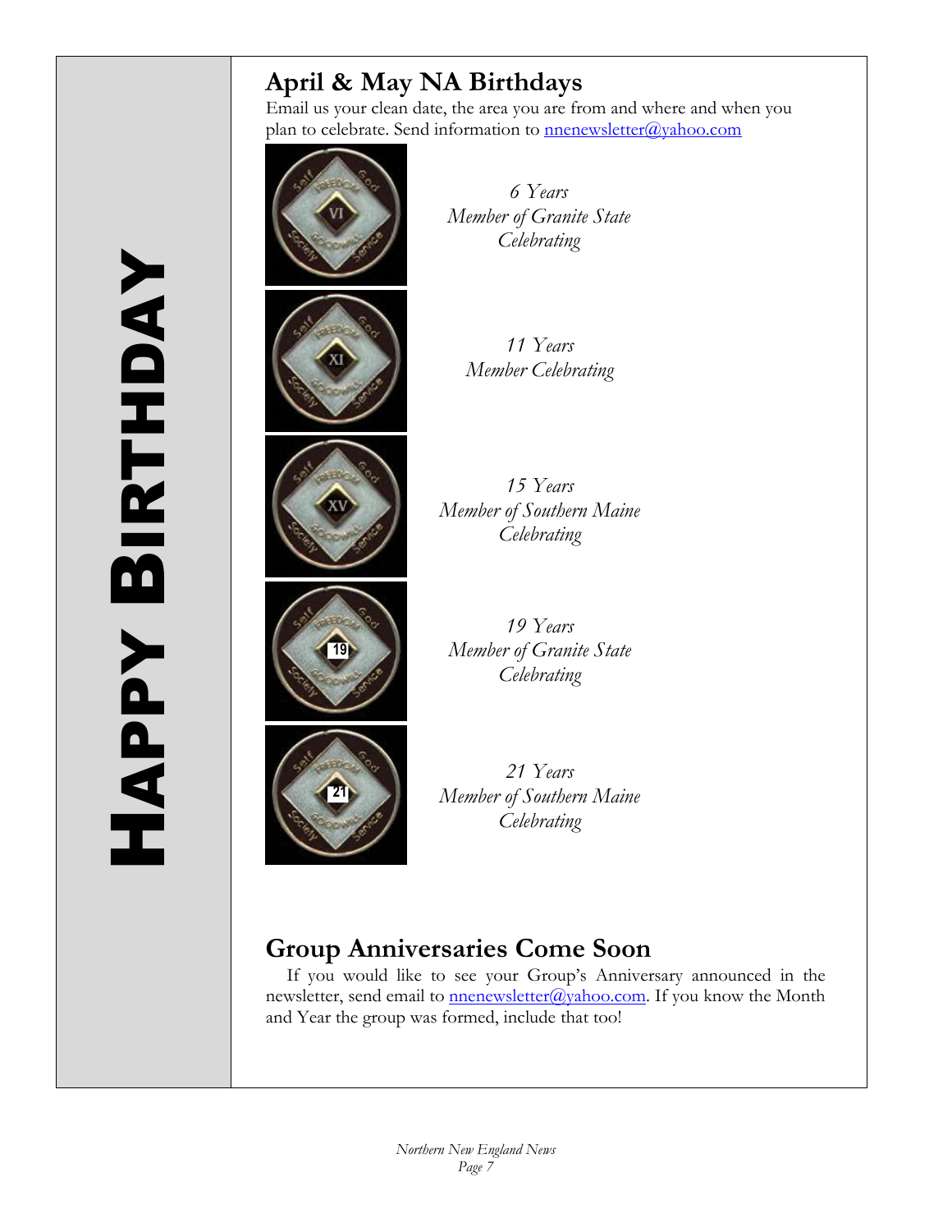# HAPPY BIRTHDAY

## April & May NA Birthdays

Email us your clean date, the area you are from and where and when you plan to celebrate. Send information to nnenewsletter@yahoo.com

*6 Years*
*Member of Granite State*
*Celebrating*

*11 Years*
*Member Celebrating*

*15 Years*
*Member of Southern Maine*
*Celebrating*

*19 Years*
*Member of Granite State*
*Celebrating*

*21 Years*
*Member of Southern Maine*
*Celebrating*

## Group Anniversaries Come Soon

If you would like to see your Group's Anniversary announced in the newsletter, send email to nnenewsletter@yahoo.com. If you know the Month and Year the group was formed, include that too!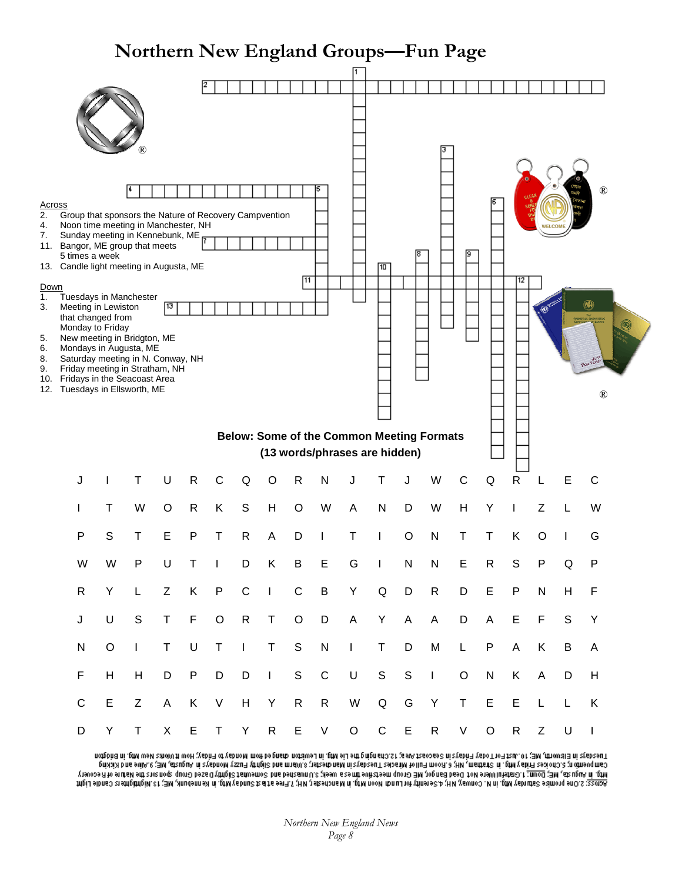# Northern New England Groups—Fun Page

Across
2. Group that sponsors the Nature of Recovery Campvention
4. Noon time meeting in Manchester, NH
7. Sunday meeting in Kennebunk, ME
11. Bangor, ME group that meets 5 times a week
13. Candle light meeting in Augusta, ME

Down
1. Tuesdays in Manchester
3. Meeting in Lewiston that changed from Monday to Friday
5. New meeting in Bridgton, ME
6. Mondays in Augusta, ME
8. Saturday meeting in N. Conway, NH
9. Friday meeting in Stratham, NH
10. Fridays in the Seacoast Area
12. Tuesdays in Ellsworth, ME

**Below: Some of the Common Meeting Formats**
**(13 words/phrases are hidden)**

| | | | | | | | | | | | | | | | | | | | |
|---|---|---|---|---|---|---|---|---|---|---|---|---|---|---|---|---|---|---|---|
| J | I | T | U | R | C | Q | O | R | N | J | T | J | W | C | Q | R | L | E | C |
| I | T | W | O | R | K | S | H | O | W | A | N | D | W | H | Y | I | Z | L | W |
| P | S | T | E | P | T | R | A | D | I | T | I | O | N | T | T | K | O | I | G |
| W | W | P | U | T | I | D | K | B | E | G | I | N | N | E | R | S | P | Q | P |
| R | Y | L | Z | K | P | C | I | C | B | Y | Q | D | R | D | E | P | N | H | F |
| J | U | S | T | F | O | R | T | O | D | A | Y | A | A | D | A | E | F | S | Y |
| N | O | I | T | U | T | I | T | S | N | I | T | D | M | L | P | A | K | B | A |
| F | H | H | D | P | D | D | I | S | C | U | S | S | I | O | N | K | A | D | H |
| C | E | Z | A | K | V | H | Y | R | R | W | Q | G | Y | T | E | E | L | L | K |
| D | Y | T | X | E | T | Y | R | E | V | O | C | E | R | V | O | R | Z | U | I |

Across: 2.One promise Saturday Mtg. in N. Conway, NH; 4.Serenity for Lunch Noon Mtg. in Manchester, NH; 7.Free at Last Sunday Mtg. in Kennebunk, ME; 13.Nightlights Candle Light Mtg. in Augusta, ME; Down: 1.Grateful Were Not Dead Bangor, ME Group meets five times a week; 3.Unmasked and Somewhat Slightly Dazed Group sponsors the Nature of Recovery Campvention; 5.Choices Friday Mtg. in Stratham, NH; 6.Room Full of Miracles Tuesdays in Manchester; 8.Warm and Slightly Fuzzy Mondays in Augusta, ME; 9.Alive and Kicking Tuesdays in Ellsworth, ME; 10.Just For Today Fridays in Seacoast Area; 12.Changing the Lie Mtg. in Lewiston changed from Monday to Friday; How it Works New Mtg. in Bridgton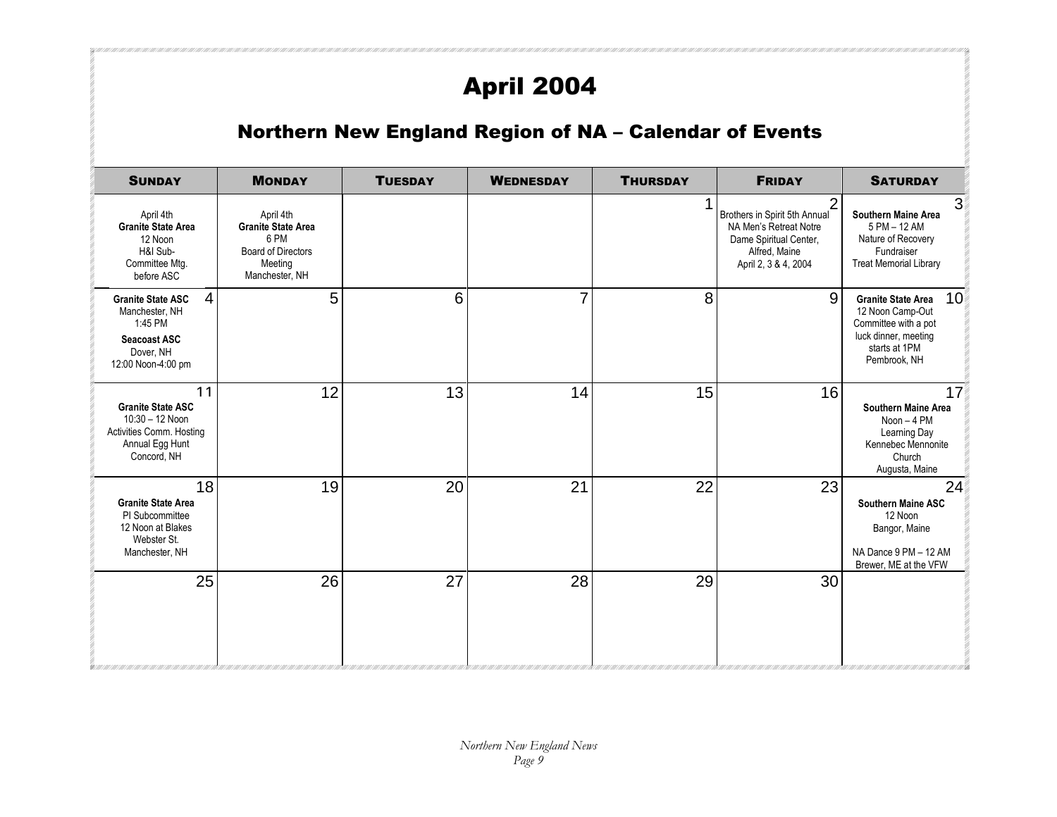# April 2004

## Northern New England Region of NA – Calendar of Events

| SUNDAY | MONDAY | TUESDAY | WEDNESDAY | THURSDAY | FRIDAY | SATURDAY |
|---|---|---|---|---|---|---|
| April 4th **Granite State Area** 12 Noon H&I Sub-Committee Mtg. before ASC | April 4th **Granite State Area** 6 PM Board of Directors Meeting Manchester, NH | | | 1 | 2 Brothers in Spirit 5th Annual NA Men's Retreat Notre Dame Spiritual Center, Alfred, Maine April 2, 3 & 4, 2004 | 3 **Southern Maine Area** 5 PM – 12 AM Nature of Recovery Fundraiser Treat Memorial Library |
| 4 **Granite State ASC** Manchester, NH 1:45 PM **Seacoast ASC** Dover, NH 12:00 Noon-4:00 pm | 5 | 6 | 7 | 8 | 9 | 10 **Granite State Area** 12 Noon Camp-Out Committee with a pot luck dinner, meeting starts at 1PM Pembrook, NH |
| 11 **Granite State ASC** 10:30 – 12 Noon Activities Comm. Hosting Annual Egg Hunt Concord, NH | 12 | 13 | 14 | 15 | 16 | 17 **Southern Maine Area** Noon – 4 PM Learning Day Kennebec Mennonite Church Augusta, Maine |
| 18 **Granite State Area** PI Subcommittee 12 Noon at Blakes Webster St. Manchester, NH | 19 | 20 | 21 | 22 | 23 | 24 **Southern Maine ASC** 12 Noon Bangor, Maine NA Dance 9 PM – 12 AM Brewer, ME at the VFW |
| 25 | 26 | 27 | 28 | 29 | 30 | |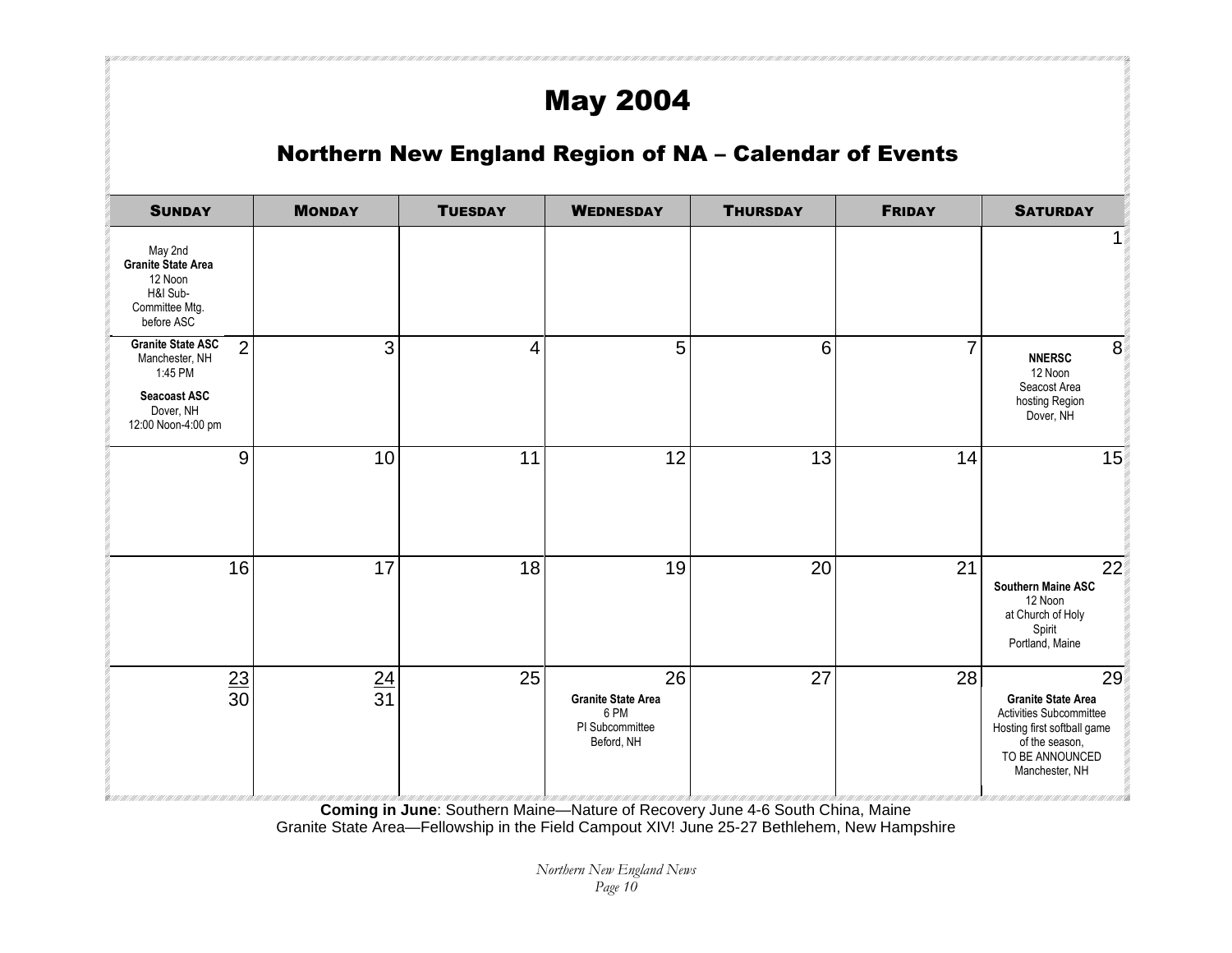# May 2004

## Northern New England Region of NA – Calendar of Events

| SUNDAY | MONDAY | TUESDAY | WEDNESDAY | THURSDAY | FRIDAY | SATURDAY |
|---|---|---|---|---|---|---|
| May 2nd **Granite State Area** 12 Noon H&I Sub-Committee Mtg. before ASC | | | | | | 1 |
| 2 **Granite State ASC** Manchester, NH 1:45 PM **Seacoast ASC** Dover, NH 12:00 Noon-4:00 pm | 3 | 4 | 5 | 6 | 7 | 8 **NNERSC** 12 Noon Seacost Area hosting Region Dover, NH |
| 9 | 10 | 11 | 12 | 13 | 14 | 15 |
| 16 | 17 | 18 | 19 | 20 | 21 | 22 **Southern Maine ASC** 12 Noon at Church of Holy Spirit Portland, Maine |
| 23 / 30 | 24 / 31 | 25 | 26 **Granite State Area** 6 PM PI Subcommittee Beford, NH | 27 | 28 | 29 **Granite State Area** Activities Subcommittee Hosting first softball game of the season, TO BE ANNOUNCED Manchester, NH |

**Coming in June**: Southern Maine—Nature of Recovery June 4-6 South China, Maine
Granite State Area—Fellowship in the Field Campout XIV! June 25-27 Bethlehem, New Hampshire